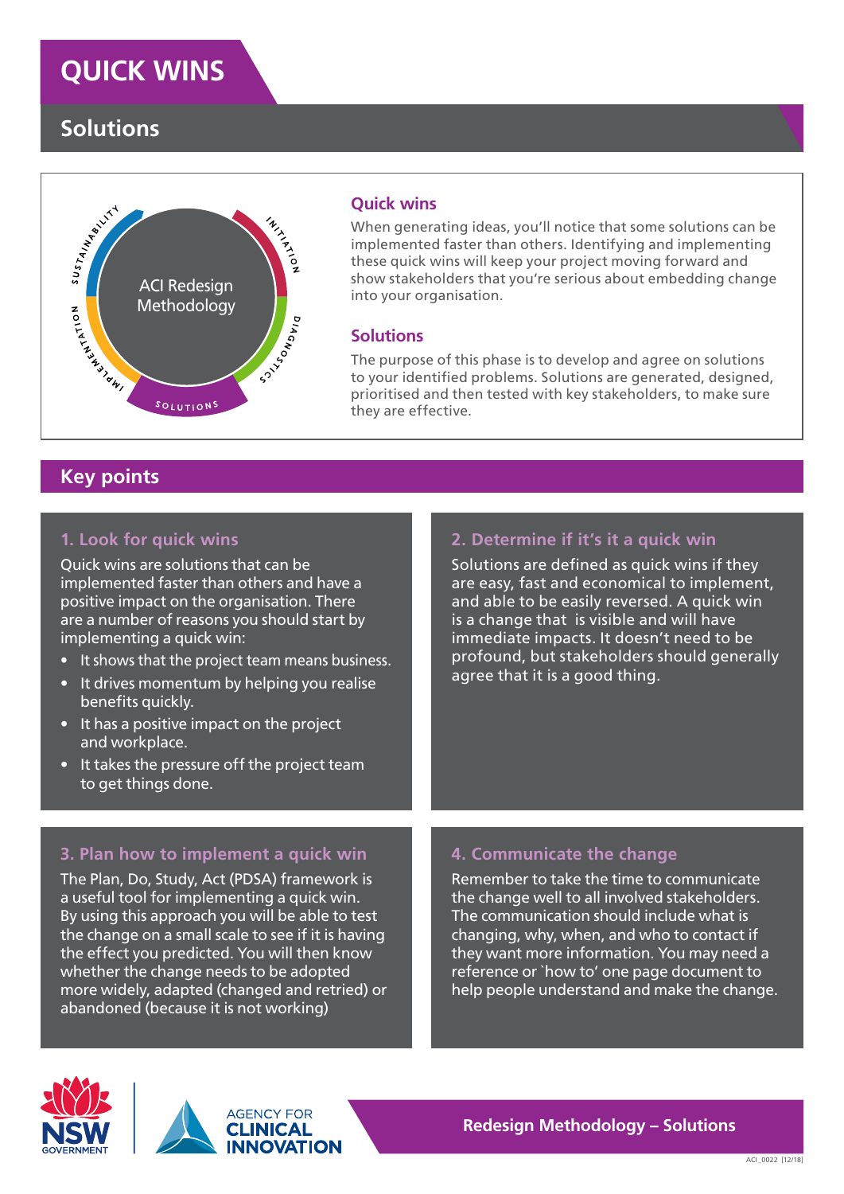# QUICK WINS

## Solutions

ACI Redesign Methodology

INITIATION · DIAGNOSTICS · SOLUTIONS · IMPLEMENTATION · SUSTAINABILITY

### Quick wins

When generating ideas, you'll notice that some solutions can be implemented faster than others. Identifying and implementing these quick wins will keep your project moving forward and show stakeholders that you're serious about embedding change into your organisation.

### Solutions

The purpose of this phase is to develop and agree on solutions to your identified problems. Solutions are generated, designed, prioritised and then tested with key stakeholders, to make sure they are effective.

## Key points

### 1. Look for quick wins

Quick wins are solutions that can be implemented faster than others and have a positive impact on the organisation. There are a number of reasons you should start by implementing a quick win:

- It shows that the project team means business.
- It drives momentum by helping you realise benefits quickly.
- It has a positive impact on the project and workplace.
- It takes the pressure off the project team to get things done.

### 2. Determine if it's it a quick win

Solutions are defined as quick wins if they are easy, fast and economical to implement, and able to be easily reversed. A quick win is a change that is visible and will have immediate impacts. It doesn't need to be profound, but stakeholders should generally agree that it is a good thing.

### 3. Plan how to implement a quick win

The Plan, Do, Study, Act (PDSA) framework is a useful tool for implementing a quick win. By using this approach you will be able to test the change on a small scale to see if it is having the effect you predicted. You will then know whether the change needs to be adopted more widely, adapted (changed and retried) or abandoned (because it is not working)

### 4. Communicate the change

Remember to take the time to communicate the change well to all involved stakeholders. The communication should include what is changing, why, when, and who to contact if they want more information. You may need a reference or `how to' one page document to help people understand and make the change.

NSW GOVERNMENT | AGENCY FOR CLINICAL INNOVATION

Redesign Methodology – Solutions

ACI_0022 [12/18]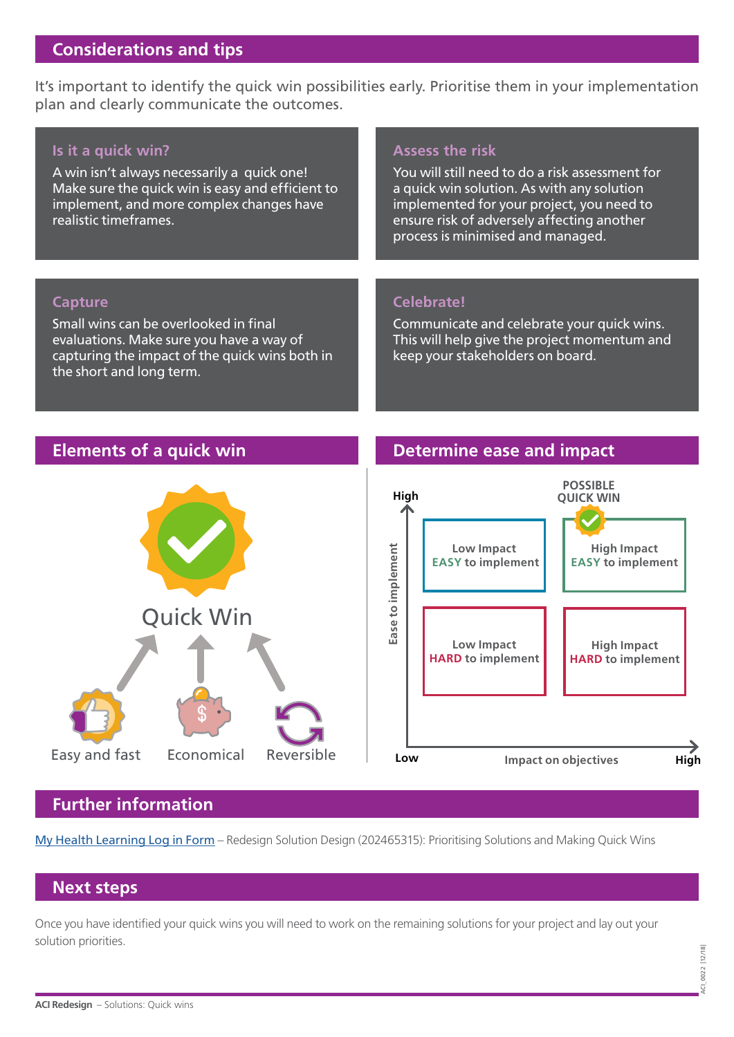## Considerations and tips

It's important to identify the quick win possibilities early. Prioritise them in your implementation plan and clearly communicate the outcomes.

### Is it a quick win?

A win isn't always necessarily a quick one! Make sure the quick win is easy and efficient to implement, and more complex changes have realistic timeframes.

### Assess the risk

You will still need to do a risk assessment for a quick win solution. As with any solution implemented for your project, you need to ensure risk of adversely affecting another process is minimised and managed.

### Capture

Small wins can be overlooked in final evaluations. Make sure you have a way of capturing the impact of the quick wins both in the short and long term.

### Celebrate!

Communicate and celebrate your quick wins. This will help give the project momentum and keep your stakeholders on board.

## Elements of a quick win

Quick Win

Easy and fast

Economical

Reversible

## Determine ease and impact

POSSIBLE QUICK WIN

High

Ease to implement

Low

Impact on objectives

High

Low Impact EASY to implement

High Impact EASY to implement

Low Impact HARD to implement

High Impact HARD to implement

## Further information

[My Health Learning Log in Form](#) – Redesign Solution Design (202465315): Prioritising Solutions and Making Quick Wins

## Next steps

Once you have identified your quick wins you will need to work on the remaining solutions for your project and lay out your solution priorities.

ACI_0022 [12/18]